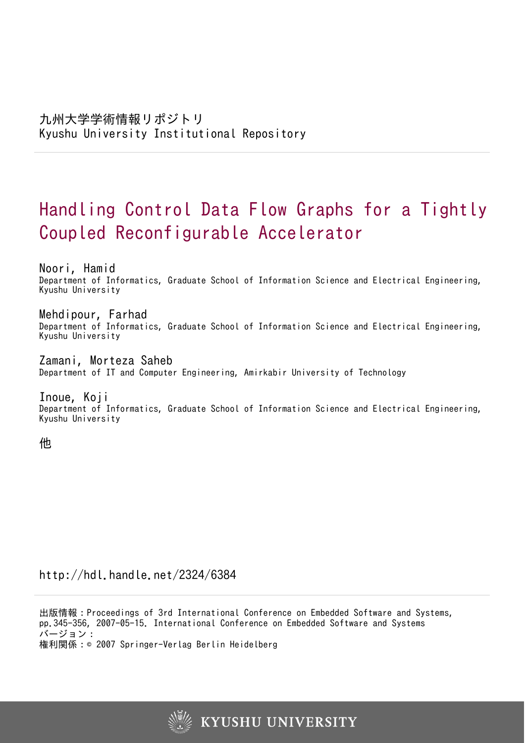九州大学学術情報リポジトリ
Kyushu University Institutional Repository

# Handling Control Data Flow Graphs for a Tightly Coupled Reconfigurable Accelerator

Noori, Hamid
Department of Informatics, Graduate School of Information Science and Electrical Engineering, Kyushu University

Mehdipour, Farhad
Department of Informatics, Graduate School of Information Science and Electrical Engineering, Kyushu University

Zamani, Morteza Saheb
Department of IT and Computer Engineering, Amirkabir University of Technology

Inoue, Koji
Department of Informatics, Graduate School of Information Science and Electrical Engineering, Kyushu University

他

http://hdl.handle.net/2324/6384

出版情報：Proceedings of 3rd International Conference on Embedded Software and Systems, pp.345-356, 2007-05-15. International Conference on Embedded Software and Systems
バージョン：
権利関係：© 2007 Springer-Verlag Berlin Heidelberg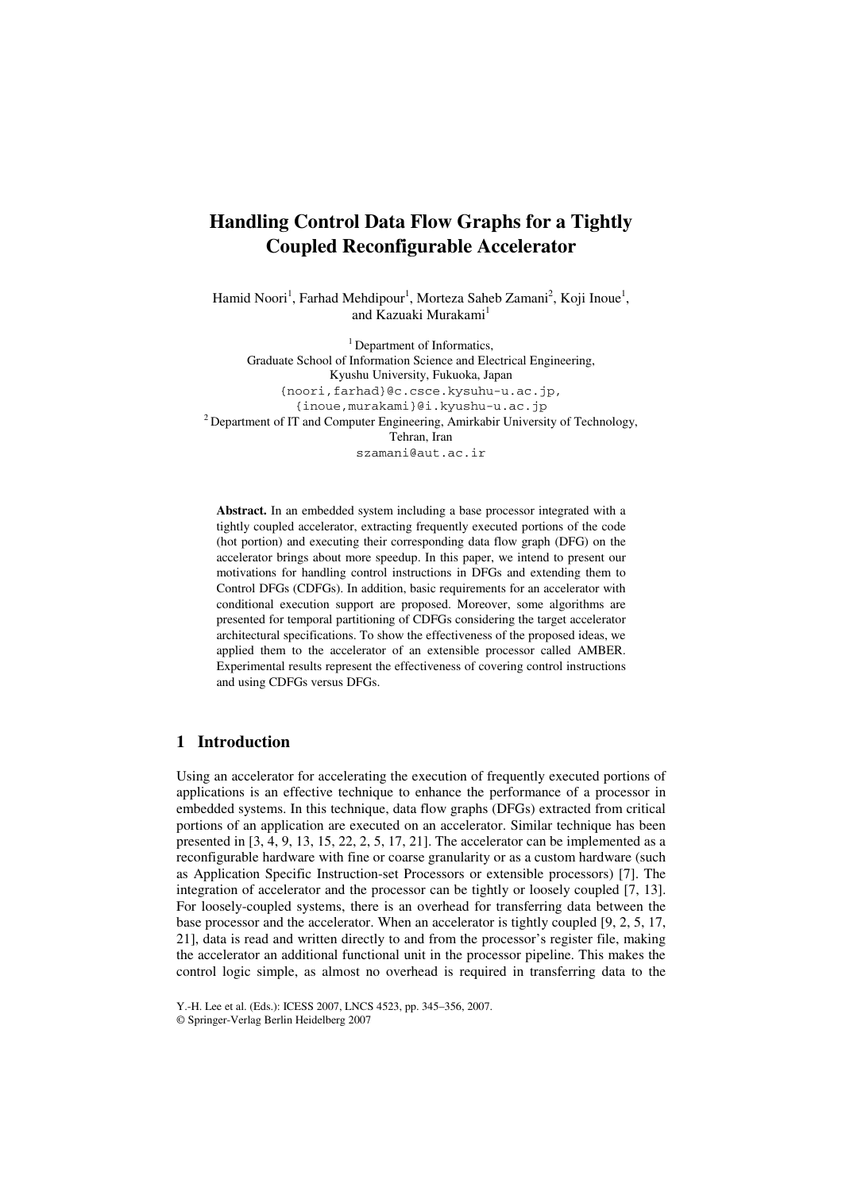# Handling Control Data Flow Graphs for a Tightly Coupled Reconfigurable Accelerator

Hamid Noori[1], Farhad Mehdipour[1], Morteza Saheb Zamani[2], Koji Inoue[1], and Kazuaki Murakami[1]

[1] Department of Informatics, Graduate School of Information Science and Electrical Engineering, Kyushu University, Fukuoka, Japan
{noori,farhad}@c.csce.kysuhu-u.ac.jp,
{inoue,murakami}@i.kyushu-u.ac.jp

[2] Department of IT and Computer Engineering, Amirkabir University of Technology, Tehran, Iran
szamani@aut.ac.ir

**Abstract.** In an embedded system including a base processor integrated with a tightly coupled accelerator, extracting frequently executed portions of the code (hot portion) and executing their corresponding data flow graph (DFG) on the accelerator brings about more speedup. In this paper, we intend to present our motivations for handling control instructions in DFGs and extending them to Control DFGs (CDFGs). In addition, basic requirements for an accelerator with conditional execution support are proposed. Moreover, some algorithms are presented for temporal partitioning of CDFGs considering the target accelerator architectural specifications. To show the effectiveness of the proposed ideas, we applied them to the accelerator of an extensible processor called AMBER. Experimental results represent the effectiveness of covering control instructions and using CDFGs versus DFGs.

## 1 Introduction

Using an accelerator for accelerating the execution of frequently executed portions of applications is an effective technique to enhance the performance of a processor in embedded systems. In this technique, data flow graphs (DFGs) extracted from critical portions of an application are executed on an accelerator. Similar technique has been presented in [3, 4, 9, 13, 15, 22, 2, 5, 17, 21]. The accelerator can be implemented as a reconfigurable hardware with fine or coarse granularity or as a custom hardware (such as Application Specific Instruction-set Processors or extensible processors) [7]. The integration of accelerator and the processor can be tightly or loosely coupled [7, 13]. For loosely-coupled systems, there is an overhead for transferring data between the base processor and the accelerator. When an accelerator is tightly coupled [9, 2, 5, 17, 21], data is read and written directly to and from the processor's register file, making the accelerator an additional functional unit in the processor pipeline. This makes the control logic simple, as almost no overhead is required in transferring data to the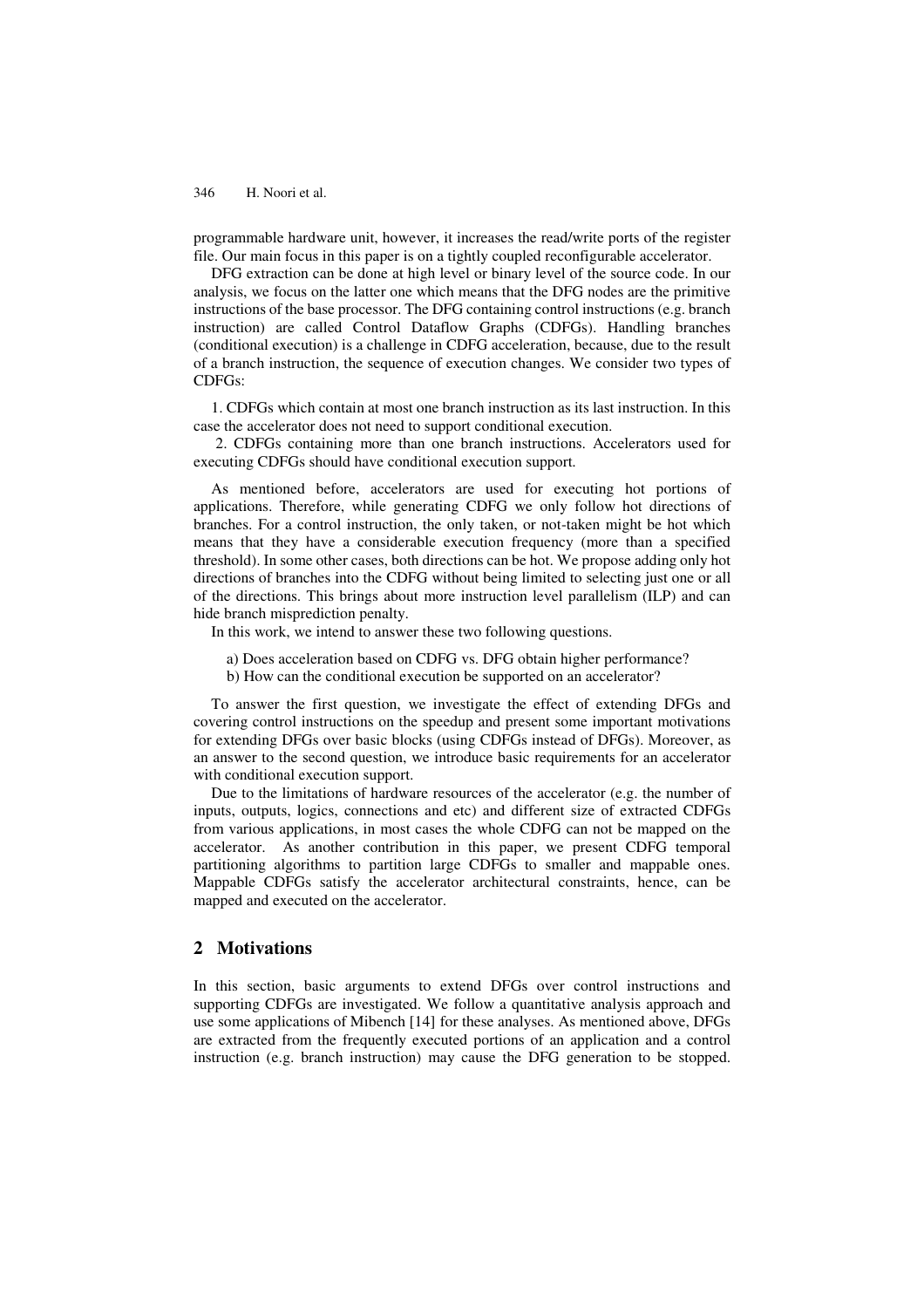programmable hardware unit, however, it increases the read/write ports of the register file. Our main focus in this paper is on a tightly coupled reconfigurable accelerator.

DFG extraction can be done at high level or binary level of the source code. In our analysis, we focus on the latter one which means that the DFG nodes are the primitive instructions of the base processor. The DFG containing control instructions (e.g. branch instruction) are called Control Dataflow Graphs (CDFGs). Handling branches (conditional execution) is a challenge in CDFG acceleration, because, due to the result of a branch instruction, the sequence of execution changes. We consider two types of CDFGs:

1. CDFGs which contain at most one branch instruction as its last instruction. In this case the accelerator does not need to support conditional execution.
2. CDFGs containing more than one branch instructions. Accelerators used for executing CDFGs should have conditional execution support.

As mentioned before, accelerators are used for executing hot portions of applications. Therefore, while generating CDFG we only follow hot directions of branches. For a control instruction, the only taken, or not-taken might be hot which means that they have a considerable execution frequency (more than a specified threshold). In some other cases, both directions can be hot. We propose adding only hot directions of branches into the CDFG without being limited to selecting just one or all of the directions. This brings about more instruction level parallelism (ILP) and can hide branch misprediction penalty.

In this work, we intend to answer these two following questions.

a) Does acceleration based on CDFG vs. DFG obtain higher performance?
b) How can the conditional execution be supported on an accelerator?

To answer the first question, we investigate the effect of extending DFGs and covering control instructions on the speedup and present some important motivations for extending DFGs over basic blocks (using CDFGs instead of DFGs). Moreover, as an answer to the second question, we introduce basic requirements for an accelerator with conditional execution support.

Due to the limitations of hardware resources of the accelerator (e.g. the number of inputs, outputs, logics, connections and etc) and different size of extracted CDFGs from various applications, in most cases the whole CDFG can not be mapped on the accelerator. As another contribution in this paper, we present CDFG temporal partitioning algorithms to partition large CDFGs to smaller and mappable ones. Mappable CDFGs satisfy the accelerator architectural constraints, hence, can be mapped and executed on the accelerator.

## 2 Motivations

In this section, basic arguments to extend DFGs over control instructions and supporting CDFGs are investigated. We follow a quantitative analysis approach and use some applications of Mibench [14] for these analyses. As mentioned above, DFGs are extracted from the frequently executed portions of an application and a control instruction (e.g. branch instruction) may cause the DFG generation to be stopped.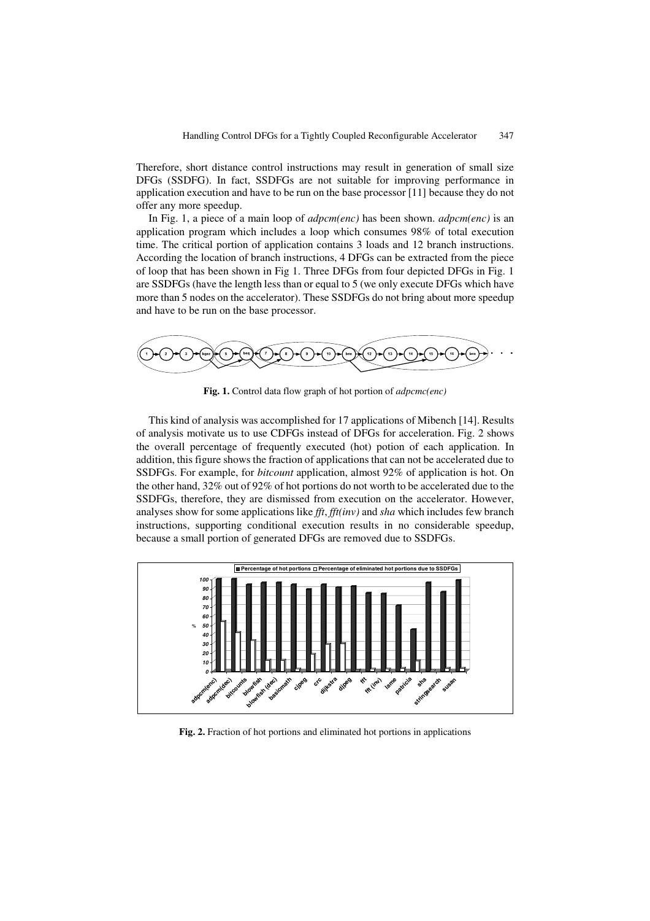Therefore, short distance control instructions may result in generation of small size DFGs (SSDFG). In fact, SSDFGs are not suitable for improving performance in application execution and have to be run on the base processor [11] because they do not offer any more speedup.

In Fig. 1, a piece of a main loop of *adpcm(enc)* has been shown. *adpcm(enc)* is an application program which includes a loop which consumes 98% of total execution time. The critical portion of application contains 3 loads and 12 branch instructions. According the location of branch instructions, 4 DFGs can be extracted from the piece of loop that has been shown in Fig 1. Three DFGs from four depicted DFGs in Fig. 1 are SSDFGs (have the length less than or equal to 5 (we only execute DFGs which have more than 5 nodes on the accelerator). These SSDFGs do not bring about more speedup and have to be run on the base processor.

**Fig. 1.** Control data flow graph of hot portion of *adpcmc(enc)*

This kind of analysis was accomplished for 17 applications of Mibench [14]. Results of analysis motivate us to use CDFGs instead of DFGs for acceleration. Fig. 2 shows the overall percentage of frequently executed (hot) potion of each application. In addition, this figure shows the fraction of applications that can not be accelerated due to SSDFGs. For example, for *bitcount* application, almost 92% of application is hot. On the other hand, 32% out of 92% of hot portions do not worth to be accelerated due to the SSDFGs, therefore, they are dismissed from execution on the accelerator. However, analyses show for some applications like *fft*, *fft(inv)* and *sha* which includes few branch instructions, supporting conditional execution results in no considerable speedup, because a small portion of generated DFGs are removed due to SSDFGs.

**Fig. 2.** Fraction of hot portions and eliminated hot portions in applications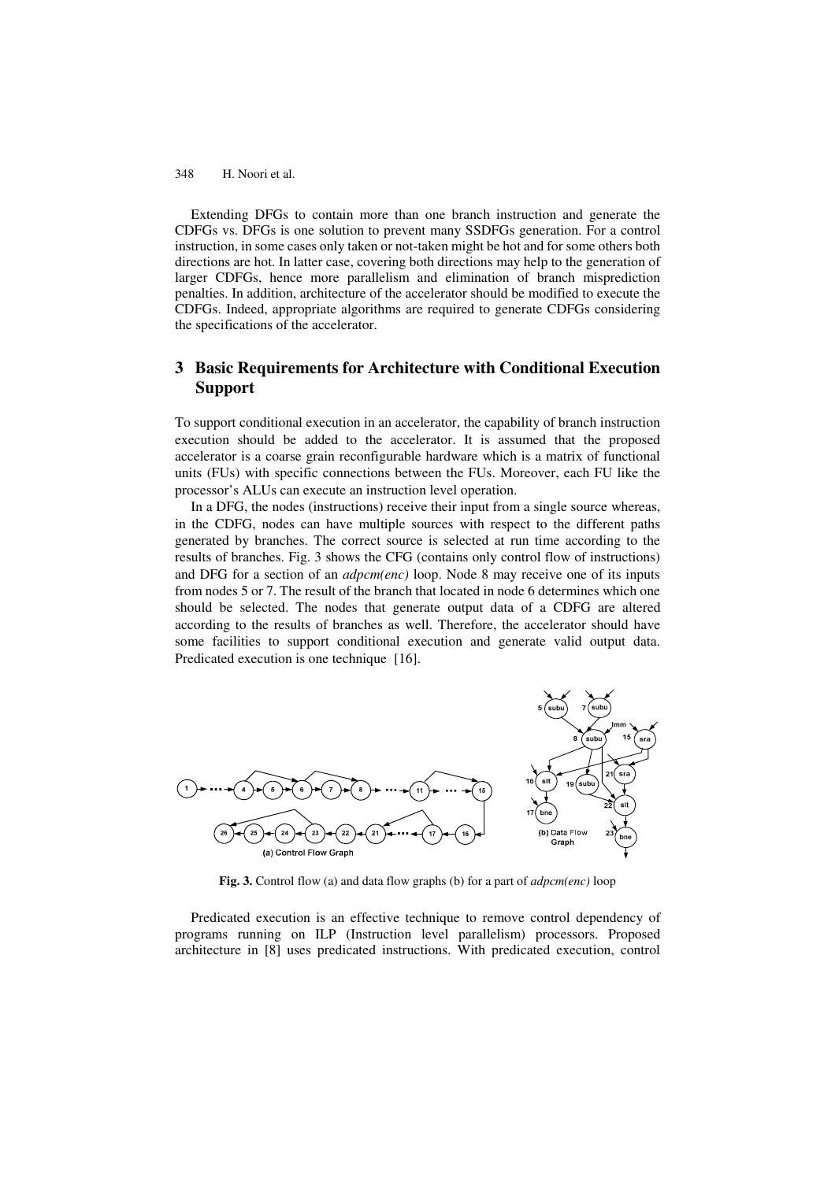Extending DFGs to contain more than one branch instruction and generate the CDFGs vs. DFGs is one solution to prevent many SSDFGs generation. For a control instruction, in some cases only taken or not-taken might be hot and for some others both directions are hot. In latter case, covering both directions may help to the generation of larger CDFGs, hence more parallelism and elimination of branch misprediction penalties. In addition, architecture of the accelerator should be modified to execute the CDFGs. Indeed, appropriate algorithms are required to generate CDFGs considering the specifications of the accelerator.

## 3 Basic Requirements for Architecture with Conditional Execution Support

To support conditional execution in an accelerator, the capability of branch instruction execution should be added to the accelerator. It is assumed that the proposed accelerator is a coarse grain reconfigurable hardware which is a matrix of functional units (FUs) with specific connections between the FUs. Moreover, each FU like the processor's ALUs can execute an instruction level operation.

In a DFG, the nodes (instructions) receive their input from a single source whereas, in the CDFG, nodes can have multiple sources with respect to the different paths generated by branches. The correct source is selected at run time according to the results of branches. Fig. 3 shows the CFG (contains only control flow of instructions) and DFG for a section of an *adpcm(enc)* loop. Node 8 may receive one of its inputs from nodes 5 or 7. The result of the branch that located in node 6 determines which one should be selected. The nodes that generate output data of a CDFG are altered according to the results of branches as well. Therefore, the accelerator should have some facilities to support conditional execution and generate valid output data. Predicated execution is one technique [16].

**Fig. 3.** Control flow (a) and data flow graphs (b) for a part of *adpcm(enc)* loop

Predicated execution is an effective technique to remove control dependency of programs running on ILP (Instruction level parallelism) processors. Proposed architecture in [8] uses predicated instructions. With predicated execution, control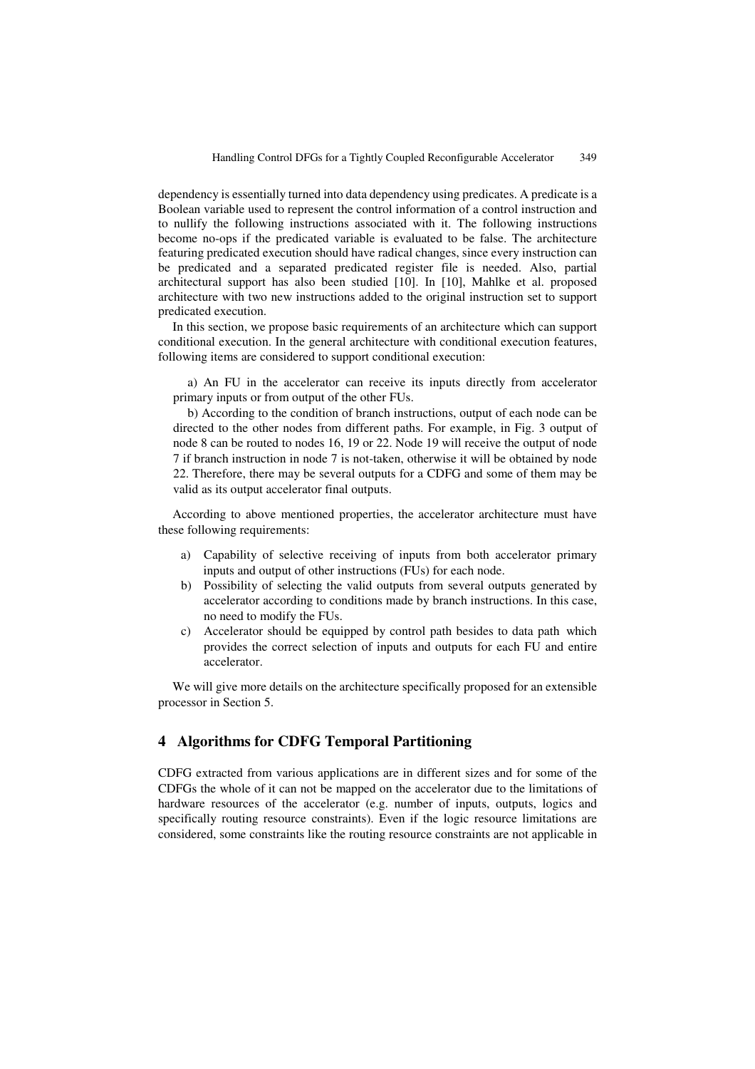dependency is essentially turned into data dependency using predicates. A predicate is a Boolean variable used to represent the control information of a control instruction and to nullify the following instructions associated with it. The following instructions become no-ops if the predicated variable is evaluated to be false. The architecture featuring predicated execution should have radical changes, since every instruction can be predicated and a separated predicated register file is needed. Also, partial architectural support has also been studied [10]. In [10], Mahlke et al. proposed architecture with two new instructions added to the original instruction set to support predicated execution.

In this section, we propose basic requirements of an architecture which can support conditional execution. In the general architecture with conditional execution features, following items are considered to support conditional execution:

a) An FU in the accelerator can receive its inputs directly from accelerator primary inputs or from output of the other FUs.

b) According to the condition of branch instructions, output of each node can be directed to the other nodes from different paths. For example, in Fig. 3 output of node 8 can be routed to nodes 16, 19 or 22. Node 19 will receive the output of node 7 if branch instruction in node 7 is not-taken, otherwise it will be obtained by node 22. Therefore, there may be several outputs for a CDFG and some of them may be valid as its output accelerator final outputs.

According to above mentioned properties, the accelerator architecture must have these following requirements:

a) Capability of selective receiving of inputs from both accelerator primary inputs and output of other instructions (FUs) for each node.
b) Possibility of selecting the valid outputs from several outputs generated by accelerator according to conditions made by branch instructions. In this case, no need to modify the FUs.
c) Accelerator should be equipped by control path besides to data path which provides the correct selection of inputs and outputs for each FU and entire accelerator.

We will give more details on the architecture specifically proposed for an extensible processor in Section 5.

## 4 Algorithms for CDFG Temporal Partitioning

CDFG extracted from various applications are in different sizes and for some of the CDFGs the whole of it can not be mapped on the accelerator due to the limitations of hardware resources of the accelerator (e.g. number of inputs, outputs, logics and specifically routing resource constraints). Even if the logic resource limitations are considered, some constraints like the routing resource constraints are not applicable in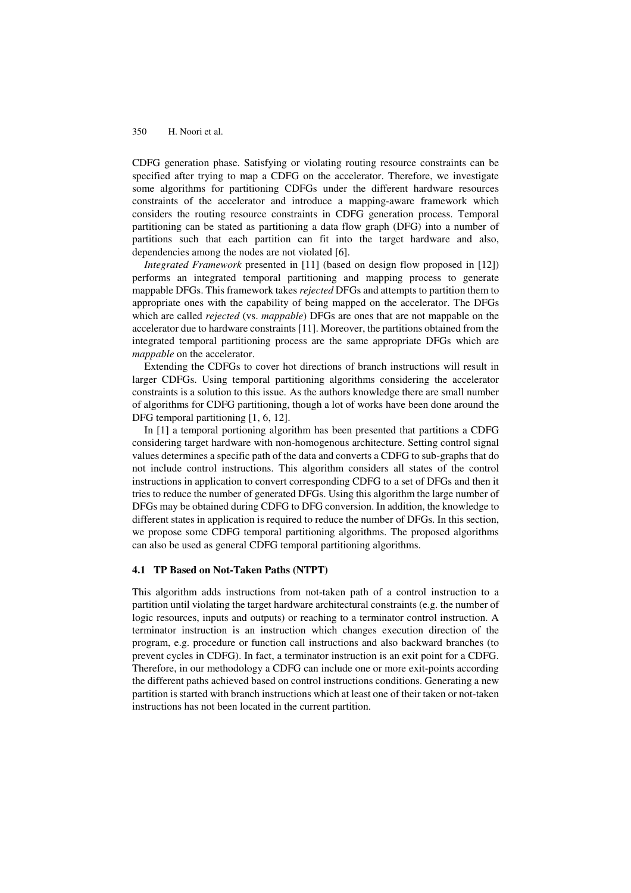CDFG generation phase. Satisfying or violating routing resource constraints can be specified after trying to map a CDFG on the accelerator. Therefore, we investigate some algorithms for partitioning CDFGs under the different hardware resources constraints of the accelerator and introduce a mapping-aware framework which considers the routing resource constraints in CDFG generation process. Temporal partitioning can be stated as partitioning a data flow graph (DFG) into a number of partitions such that each partition can fit into the target hardware and also, dependencies among the nodes are not violated [6].

*Integrated Framework* presented in [11] (based on design flow proposed in [12]) performs an integrated temporal partitioning and mapping process to generate mappable DFGs. This framework takes *rejected* DFGs and attempts to partition them to appropriate ones with the capability of being mapped on the accelerator. The DFGs which are called *rejected* (vs. *mappable*) DFGs are ones that are not mappable on the accelerator due to hardware constraints [11]. Moreover, the partitions obtained from the integrated temporal partitioning process are the same appropriate DFGs which are *mappable* on the accelerator.

Extending the CDFGs to cover hot directions of branch instructions will result in larger CDFGs. Using temporal partitioning algorithms considering the accelerator constraints is a solution to this issue. As the authors knowledge there are small number of algorithms for CDFG partitioning, though a lot of works have been done around the DFG temporal partitioning [1, 6, 12].

In [1] a temporal portioning algorithm has been presented that partitions a CDFG considering target hardware with non-homogenous architecture. Setting control signal values determines a specific path of the data and converts a CDFG to sub-graphs that do not include control instructions. This algorithm considers all states of the control instructions in application to convert corresponding CDFG to a set of DFGs and then it tries to reduce the number of generated DFGs. Using this algorithm the large number of DFGs may be obtained during CDFG to DFG conversion. In addition, the knowledge to different states in application is required to reduce the number of DFGs. In this section, we propose some CDFG temporal partitioning algorithms. The proposed algorithms can also be used as general CDFG temporal partitioning algorithms.

### 4.1 TP Based on Not-Taken Paths (NTPT)

This algorithm adds instructions from not-taken path of a control instruction to a partition until violating the target hardware architectural constraints (e.g. the number of logic resources, inputs and outputs) or reaching to a terminator control instruction. A terminator instruction is an instruction which changes execution direction of the program, e.g. procedure or function call instructions and also backward branches (to prevent cycles in CDFG). In fact, a terminator instruction is an exit point for a CDFG. Therefore, in our methodology a CDFG can include one or more exit-points according the different paths achieved based on control instructions conditions. Generating a new partition is started with branch instructions which at least one of their taken or not-taken instructions has not been located in the current partition.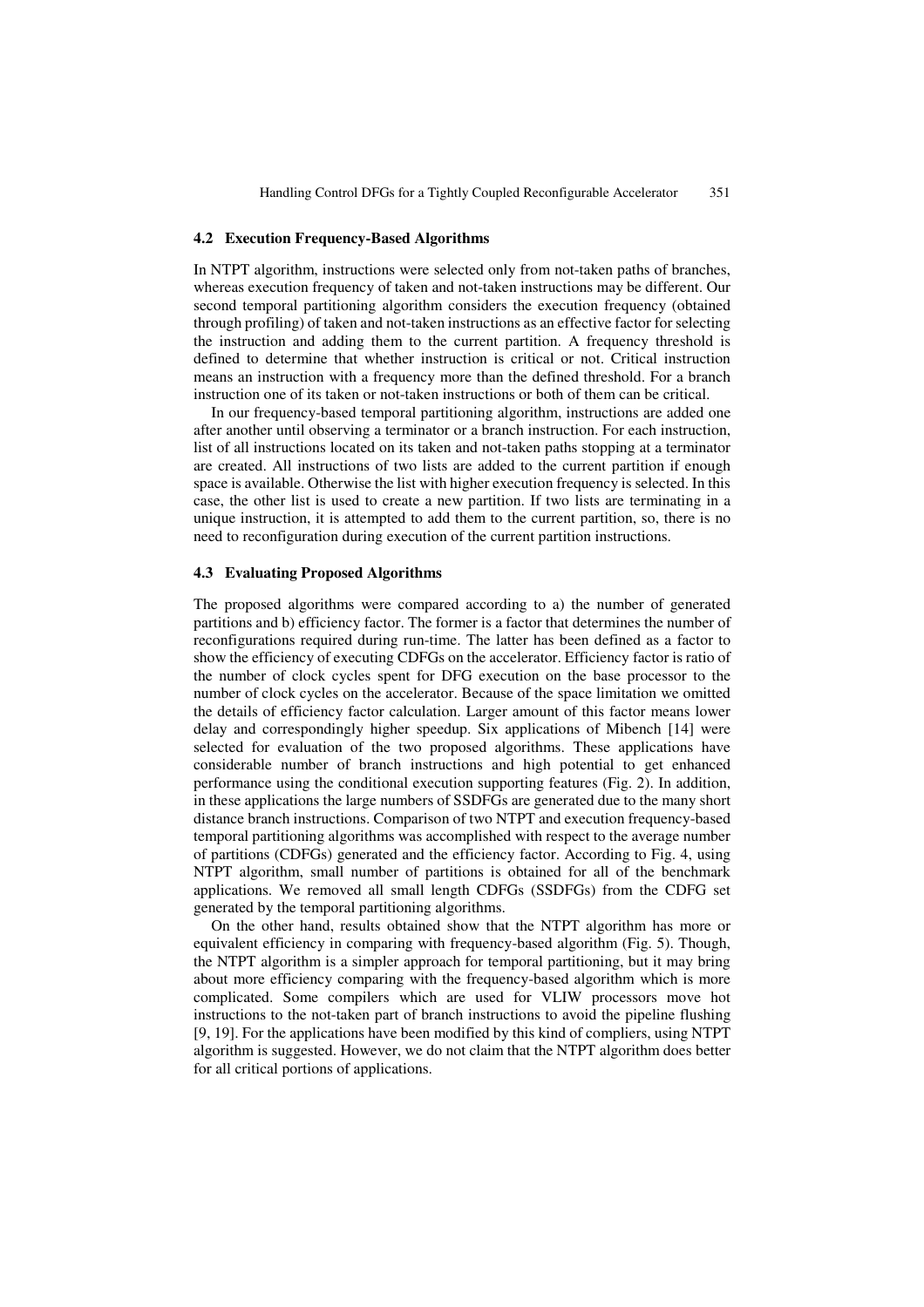### 4.2 Execution Frequency-Based Algorithms

In NTPT algorithm, instructions were selected only from not-taken paths of branches, whereas execution frequency of taken and not-taken instructions may be different. Our second temporal partitioning algorithm considers the execution frequency (obtained through profiling) of taken and not-taken instructions as an effective factor for selecting the instruction and adding them to the current partition. A frequency threshold is defined to determine that whether instruction is critical or not. Critical instruction means an instruction with a frequency more than the defined threshold. For a branch instruction one of its taken or not-taken instructions or both of them can be critical.

In our frequency-based temporal partitioning algorithm, instructions are added one after another until observing a terminator or a branch instruction. For each instruction, list of all instructions located on its taken and not-taken paths stopping at a terminator are created. All instructions of two lists are added to the current partition if enough space is available. Otherwise the list with higher execution frequency is selected. In this case, the other list is used to create a new partition. If two lists are terminating in a unique instruction, it is attempted to add them to the current partition, so, there is no need to reconfiguration during execution of the current partition instructions.

### 4.3 Evaluating Proposed Algorithms

The proposed algorithms were compared according to a) the number of generated partitions and b) efficiency factor. The former is a factor that determines the number of reconfigurations required during run-time. The latter has been defined as a factor to show the efficiency of executing CDFGs on the accelerator. Efficiency factor is ratio of the number of clock cycles spent for DFG execution on the base processor to the number of clock cycles on the accelerator. Because of the space limitation we omitted the details of efficiency factor calculation. Larger amount of this factor means lower delay and correspondingly higher speedup. Six applications of Mibench [14] were selected for evaluation of the two proposed algorithms. These applications have considerable number of branch instructions and high potential to get enhanced performance using the conditional execution supporting features (Fig. 2). In addition, in these applications the large numbers of SSDFGs are generated due to the many short distance branch instructions. Comparison of two NTPT and execution frequency-based temporal partitioning algorithms was accomplished with respect to the average number of partitions (CDFGs) generated and the efficiency factor. According to Fig. 4, using NTPT algorithm, small number of partitions is obtained for all of the benchmark applications. We removed all small length CDFGs (SSDFGs) from the CDFG set generated by the temporal partitioning algorithms.

On the other hand, results obtained show that the NTPT algorithm has more or equivalent efficiency in comparing with frequency-based algorithm (Fig. 5). Though, the NTPT algorithm is a simpler approach for temporal partitioning, but it may bring about more efficiency comparing with the frequency-based algorithm which is more complicated. Some compilers which are used for VLIW processors move hot instructions to the not-taken part of branch instructions to avoid the pipeline flushing [9, 19]. For the applications have been modified by this kind of compliers, using NTPT algorithm is suggested. However, we do not claim that the NTPT algorithm does better for all critical portions of applications.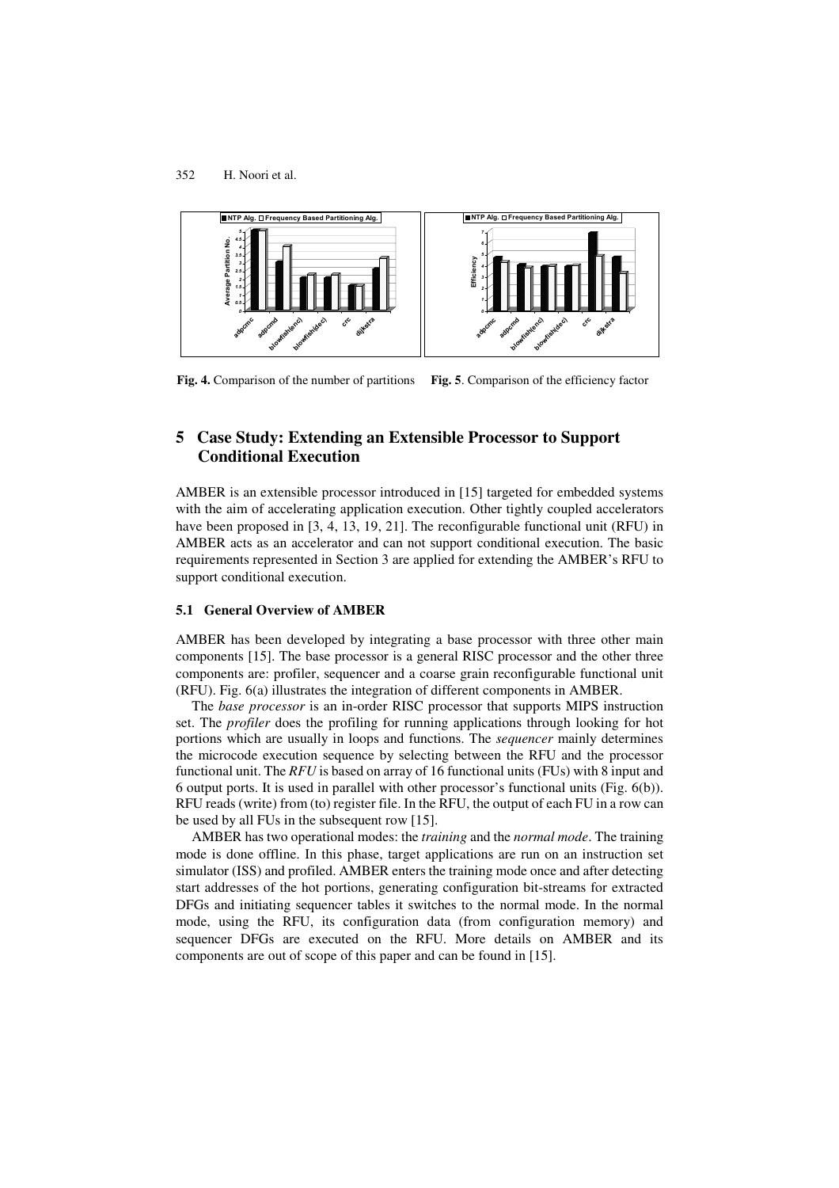Fig. 4. Comparison of the number of partitions

Fig. 5. Comparison of the efficiency factor

## 5 Case Study: Extending an Extensible Processor to Support Conditional Execution

AMBER is an extensible processor introduced in [15] targeted for embedded systems with the aim of accelerating application execution. Other tightly coupled accelerators have been proposed in [3, 4, 13, 19, 21]. The reconfigurable functional unit (RFU) in AMBER acts as an accelerator and can not support conditional execution. The basic requirements represented in Section 3 are applied for extending the AMBER's RFU to support conditional execution.

### 5.1 General Overview of AMBER

AMBER has been developed by integrating a base processor with three other main components [15]. The base processor is a general RISC processor and the other three components are: profiler, sequencer and a coarse grain reconfigurable functional unit (RFU). Fig. 6(a) illustrates the integration of different components in AMBER.

The *base processor* is an in-order RISC processor that supports MIPS instruction set. The *profiler* does the profiling for running applications through looking for hot portions which are usually in loops and functions. The *sequencer* mainly determines the microcode execution sequence by selecting between the RFU and the processor functional unit. The *RFU* is based on array of 16 functional units (FUs) with 8 input and 6 output ports. It is used in parallel with other processor's functional units (Fig. 6(b)). RFU reads (write) from (to) register file. In the RFU, the output of each FU in a row can be used by all FUs in the subsequent row [15].

AMBER has two operational modes: the *training* and the *normal mode*. The training mode is done offline. In this phase, target applications are run on an instruction set simulator (ISS) and profiled. AMBER enters the training mode once and after detecting start addresses of the hot portions, generating configuration bit-streams for extracted DFGs and initiating sequencer tables it switches to the normal mode. In the normal mode, using the RFU, its configuration data (from configuration memory) and sequencer DFGs are executed on the RFU. More details on AMBER and its components are out of scope of this paper and can be found in [15].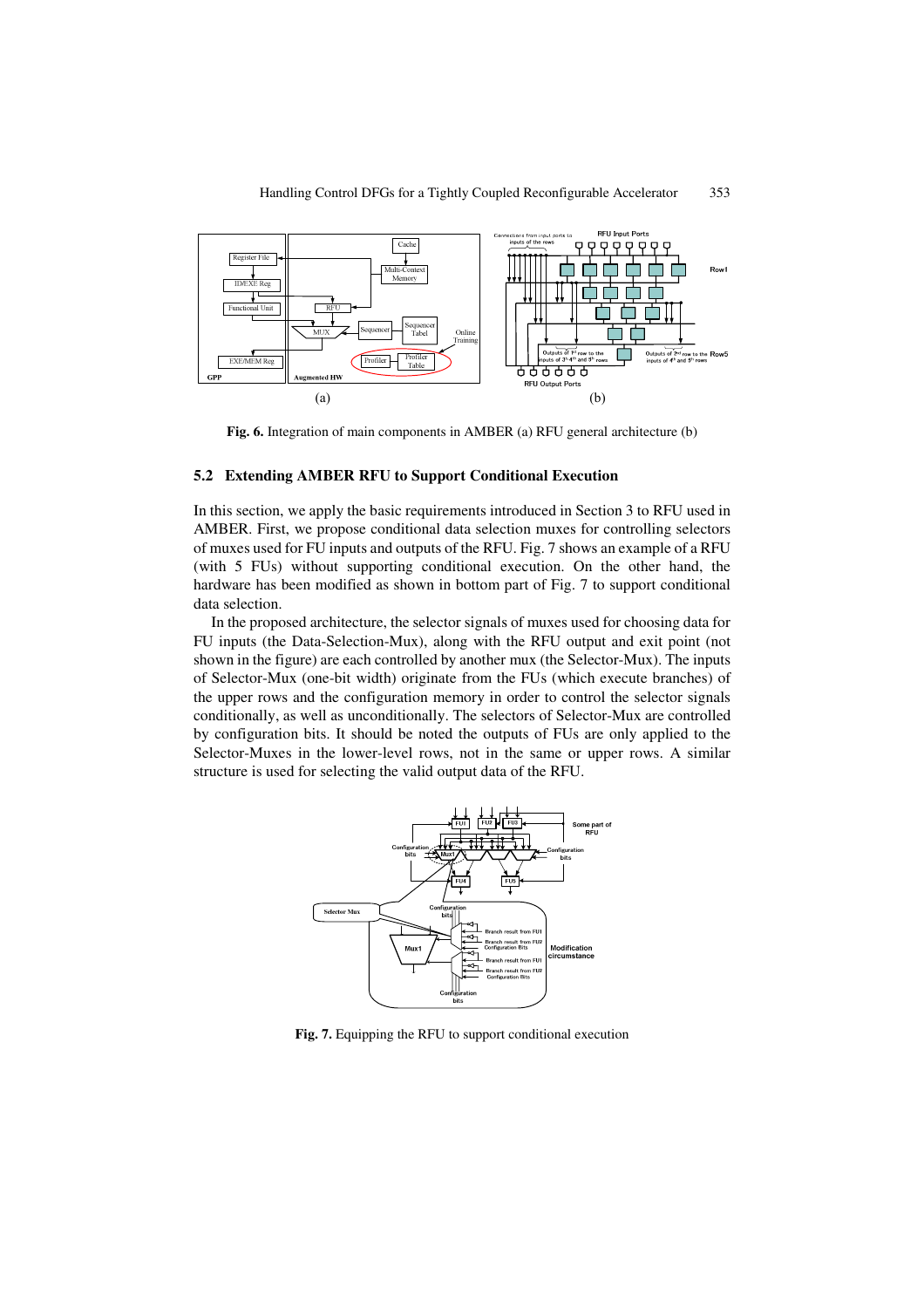**Fig. 6.** Integration of main components in AMBER (a) RFU general architecture (b)

### 5.2 Extending AMBER RFU to Support Conditional Execution

In this section, we apply the basic requirements introduced in Section 3 to RFU used in AMBER. First, we propose conditional data selection muxes for controlling selectors of muxes used for FU inputs and outputs of the RFU. Fig. 7 shows an example of a RFU (with 5 FUs) without supporting conditional execution. On the other hand, the hardware has been modified as shown in bottom part of Fig. 7 to support conditional data selection.

In the proposed architecture, the selector signals of muxes used for choosing data for FU inputs (the Data-Selection-Mux), along with the RFU output and exit point (not shown in the figure) are each controlled by another mux (the Selector-Mux). The inputs of Selector-Mux (one-bit width) originate from the FUs (which execute branches) of the upper rows and the configuration memory in order to control the selector signals conditionally, as well as unconditionally. The selectors of Selector-Mux are controlled by configuration bits. It should be noted the outputs of FUs are only applied to the Selector-Muxes in the lower-level rows, not in the same or upper rows. A similar structure is used for selecting the valid output data of the RFU.

**Fig. 7.** Equipping the RFU to support conditional execution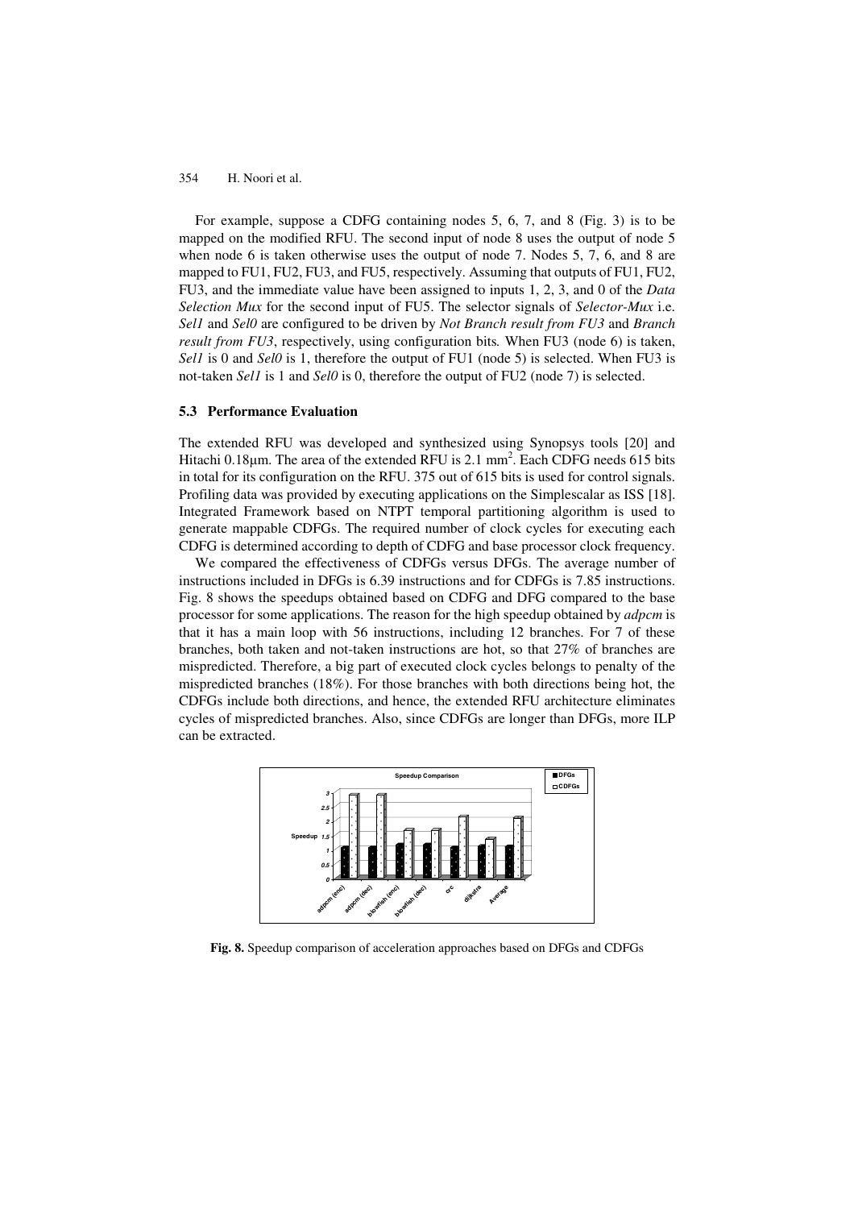For example, suppose a CDFG containing nodes 5, 6, 7, and 8 (Fig. 3) is to be mapped on the modified RFU. The second input of node 8 uses the output of node 5 when node 6 is taken otherwise uses the output of node 7. Nodes 5, 7, 6, and 8 are mapped to FU1, FU2, FU3, and FU5, respectively. Assuming that outputs of FU1, FU2, FU3, and the immediate value have been assigned to inputs 1, 2, 3, and 0 of the *Data Selection Mux* for the second input of FU5. The selector signals of *Selector-Mux* i.e. *Sel1* and *Sel0* are configured to be driven by *Not Branch result from FU3* and *Branch result from FU3*, respectively, using configuration bits. When FU3 (node 6) is taken, *Sel1* is 0 and *Sel0* is 1, therefore the output of FU1 (node 5) is selected. When FU3 is not-taken *Sel1* is 1 and *Sel0* is 0, therefore the output of FU2 (node 7) is selected.

### 5.3 Performance Evaluation

The extended RFU was developed and synthesized using Synopsys tools [20] and Hitachi 0.18μm. The area of the extended RFU is 2.1 mm$^2$. Each CDFG needs 615 bits in total for its configuration on the RFU. 375 out of 615 bits is used for control signals. Profiling data was provided by executing applications on the Simplescalar as ISS [18]. Integrated Framework based on NTPT temporal partitioning algorithm is used to generate mappable CDFGs. The required number of clock cycles for executing each CDFG is determined according to depth of CDFG and base processor clock frequency.

We compared the effectiveness of CDFGs versus DFGs. The average number of instructions included in DFGs is 6.39 instructions and for CDFGs is 7.85 instructions. Fig. 8 shows the speedups obtained based on CDFG and DFG compared to the base processor for some applications. The reason for the high speedup obtained by *adpcm* is that it has a main loop with 56 instructions, including 12 branches. For 7 of these branches, both taken and not-taken instructions are hot, so that 27% of branches are mispredicted. Therefore, a big part of executed clock cycles belongs to penalty of the mispredicted branches (18%). For those branches with both directions being hot, the CDFGs include both directions, and hence, the extended RFU architecture eliminates cycles of mispredicted branches. Also, since CDFGs are longer than DFGs, more ILP can be extracted.

**Fig. 8.** Speedup comparison of acceleration approaches based on DFGs and CDFGs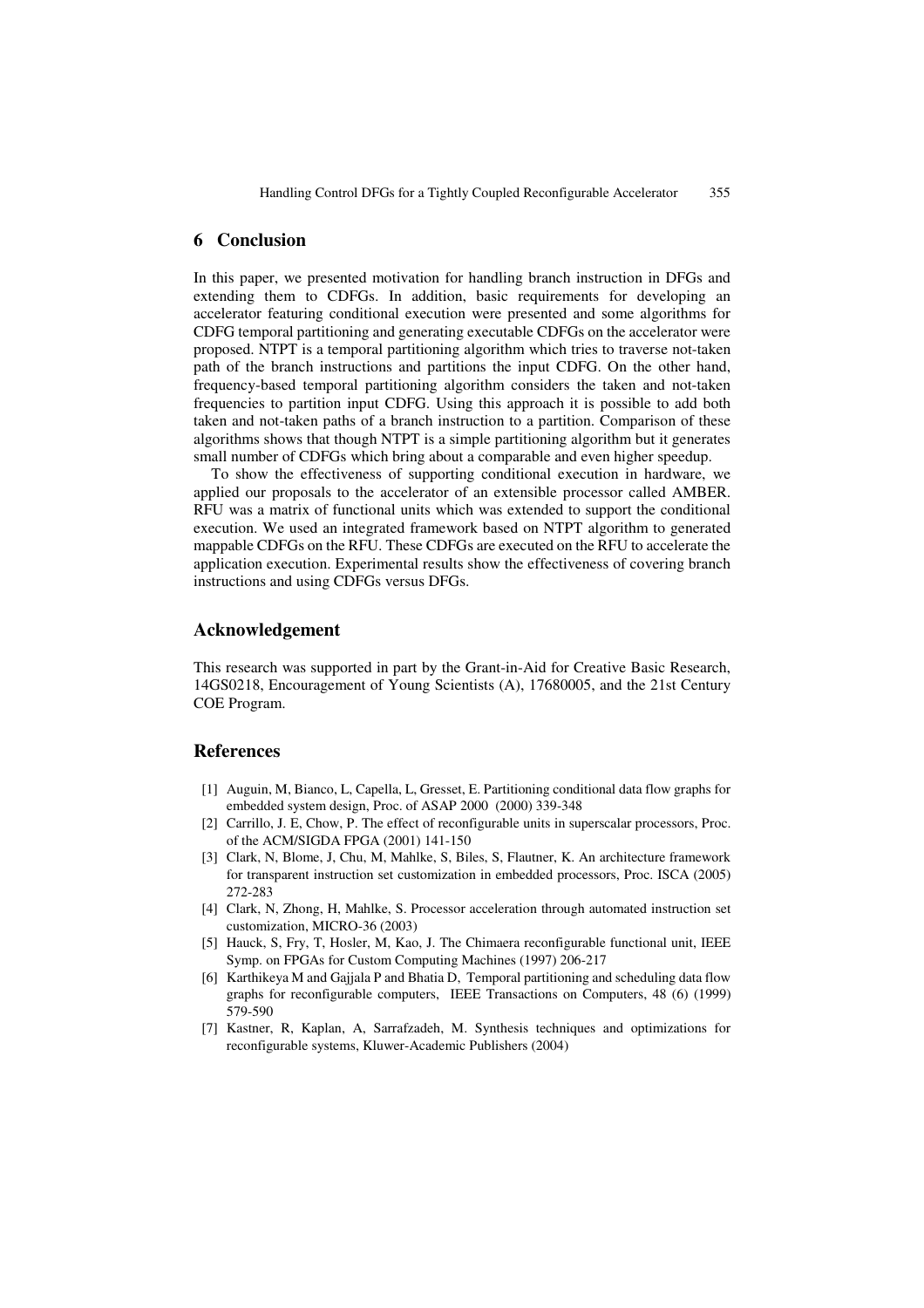## 6 Conclusion

In this paper, we presented motivation for handling branch instruction in DFGs and extending them to CDFGs. In addition, basic requirements for developing an accelerator featuring conditional execution were presented and some algorithms for CDFG temporal partitioning and generating executable CDFGs on the accelerator were proposed. NTPT is a temporal partitioning algorithm which tries to traverse not-taken path of the branch instructions and partitions the input CDFG. On the other hand, frequency-based temporal partitioning algorithm considers the taken and not-taken frequencies to partition input CDFG. Using this approach it is possible to add both taken and not-taken paths of a branch instruction to a partition. Comparison of these algorithms shows that though NTPT is a simple partitioning algorithm but it generates small number of CDFGs which bring about a comparable and even higher speedup.

To show the effectiveness of supporting conditional execution in hardware, we applied our proposals to the accelerator of an extensible processor called AMBER. RFU was a matrix of functional units which was extended to support the conditional execution. We used an integrated framework based on NTPT algorithm to generated mappable CDFGs on the RFU. These CDFGs are executed on the RFU to accelerate the application execution. Experimental results show the effectiveness of covering branch instructions and using CDFGs versus DFGs.

## Acknowledgement

This research was supported in part by the Grant-in-Aid for Creative Basic Research, 14GS0218, Encouragement of Young Scientists (A), 17680005, and the 21st Century COE Program.

## References

[1] Auguin, M, Bianco, L, Capella, L, Gresset, E. Partitioning conditional data flow graphs for embedded system design, Proc. of ASAP 2000 (2000) 339-348

[2] Carrillo, J. E, Chow, P. The effect of reconfigurable units in superscalar processors, Proc. of the ACM/SIGDA FPGA (2001) 141-150

[3] Clark, N, Blome, J, Chu, M, Mahlke, S, Biles, S, Flautner, K. An architecture framework for transparent instruction set customization in embedded processors, Proc. ISCA (2005) 272-283

[4] Clark, N, Zhong, H, Mahlke, S. Processor acceleration through automated instruction set customization, MICRO-36 (2003)

[5] Hauck, S, Fry, T, Hosler, M, Kao, J. The Chimaera reconfigurable functional unit, IEEE Symp. on FPGAs for Custom Computing Machines (1997) 206-217

[6] Karthikeya M and Gajjala P and Bhatia D, Temporal partitioning and scheduling data flow graphs for reconfigurable computers, IEEE Transactions on Computers, 48 (6) (1999) 579-590

[7] Kastner, R, Kaplan, A, Sarrafzadeh, M. Synthesis techniques and optimizations for reconfigurable systems, Kluwer-Academic Publishers (2004)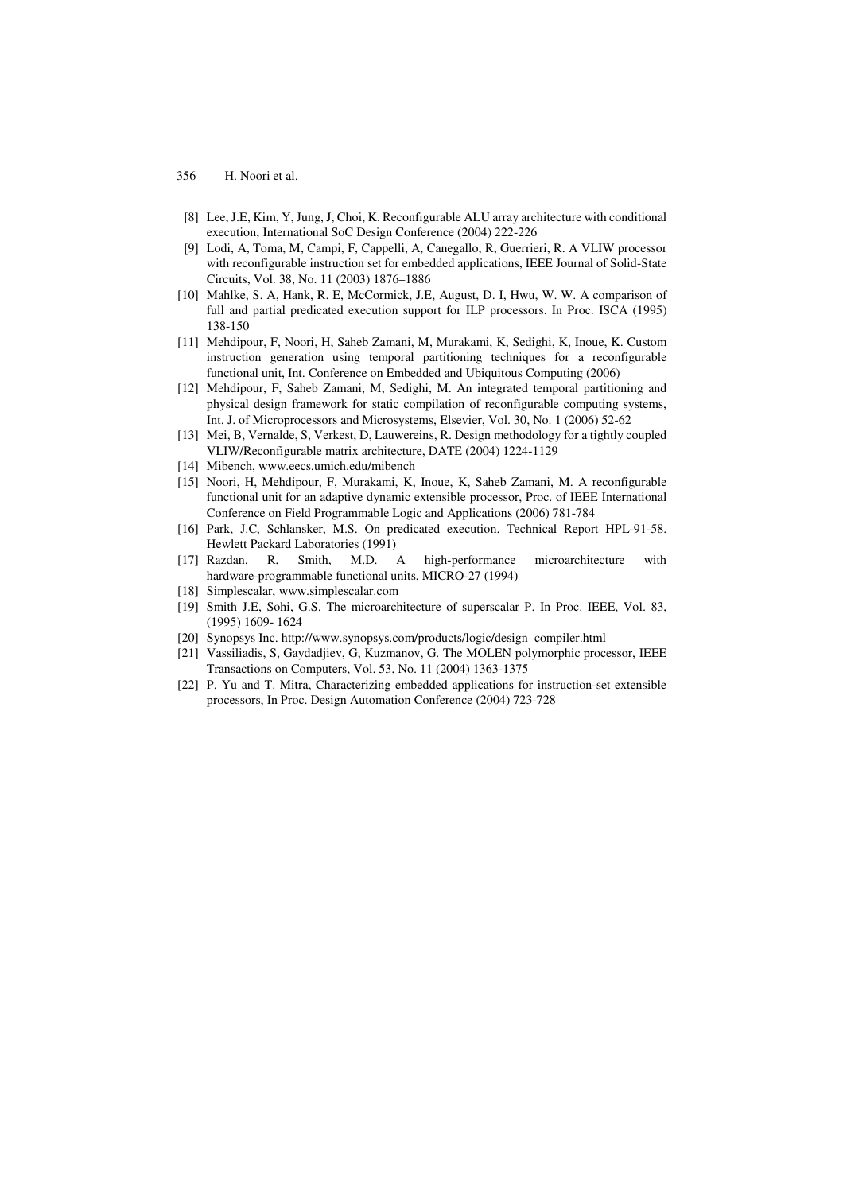[8] Lee, J.E, Kim, Y, Jung, J, Choi, K. Reconfigurable ALU array architecture with conditional execution, International SoC Design Conference (2004) 222-226

[9] Lodi, A, Toma, M, Campi, F, Cappelli, A, Canegallo, R, Guerrieri, R. A VLIW processor with reconfigurable instruction set for embedded applications, IEEE Journal of Solid-State Circuits, Vol. 38, No. 11 (2003) 1876–1886

[10] Mahlke, S. A, Hank, R. E, McCormick, J.E, August, D. I, Hwu, W. W. A comparison of full and partial predicated execution support for ILP processors. In Proc. ISCA (1995) 138-150

[11] Mehdipour, F, Noori, H, Saheb Zamani, M, Murakami, K, Sedighi, K, Inoue, K. Custom instruction generation using temporal partitioning techniques for a reconfigurable functional unit, Int. Conference on Embedded and Ubiquitous Computing (2006)

[12] Mehdipour, F, Saheb Zamani, M, Sedighi, M. An integrated temporal partitioning and physical design framework for static compilation of reconfigurable computing systems, Int. J. of Microprocessors and Microsystems, Elsevier, Vol. 30, No. 1 (2006) 52-62

[13] Mei, B, Vernalde, S, Verkest, D, Lauwereins, R. Design methodology for a tightly coupled VLIW/Reconfigurable matrix architecture, DATE (2004) 1224-1129

[14] Mibench, www.eecs.umich.edu/mibench

[15] Noori, H, Mehdipour, F, Murakami, K, Inoue, K, Saheb Zamani, M. A reconfigurable functional unit for an adaptive dynamic extensible processor, Proc. of IEEE International Conference on Field Programmable Logic and Applications (2006) 781-784

[16] Park, J.C, Schlansker, M.S. On predicated execution. Technical Report HPL-91-58. Hewlett Packard Laboratories (1991)

[17] Razdan, R, Smith, M.D. A high-performance microarchitecture with hardware-programmable functional units, MICRO-27 (1994)

[18] Simplescalar, www.simplescalar.com

[19] Smith J.E, Sohi, G.S. The microarchitecture of superscalar P. In Proc. IEEE, Vol. 83, (1995) 1609- 1624

[20] Synopsys Inc. http://www.synopsys.com/products/logic/design_compiler.html

[21] Vassiliadis, S, Gaydadjiev, G, Kuzmanov, G. The MOLEN polymorphic processor, IEEE Transactions on Computers, Vol. 53, No. 11 (2004) 1363-1375

[22] P. Yu and T. Mitra, Characterizing embedded applications for instruction-set extensible processors, In Proc. Design Automation Conference (2004) 723-728